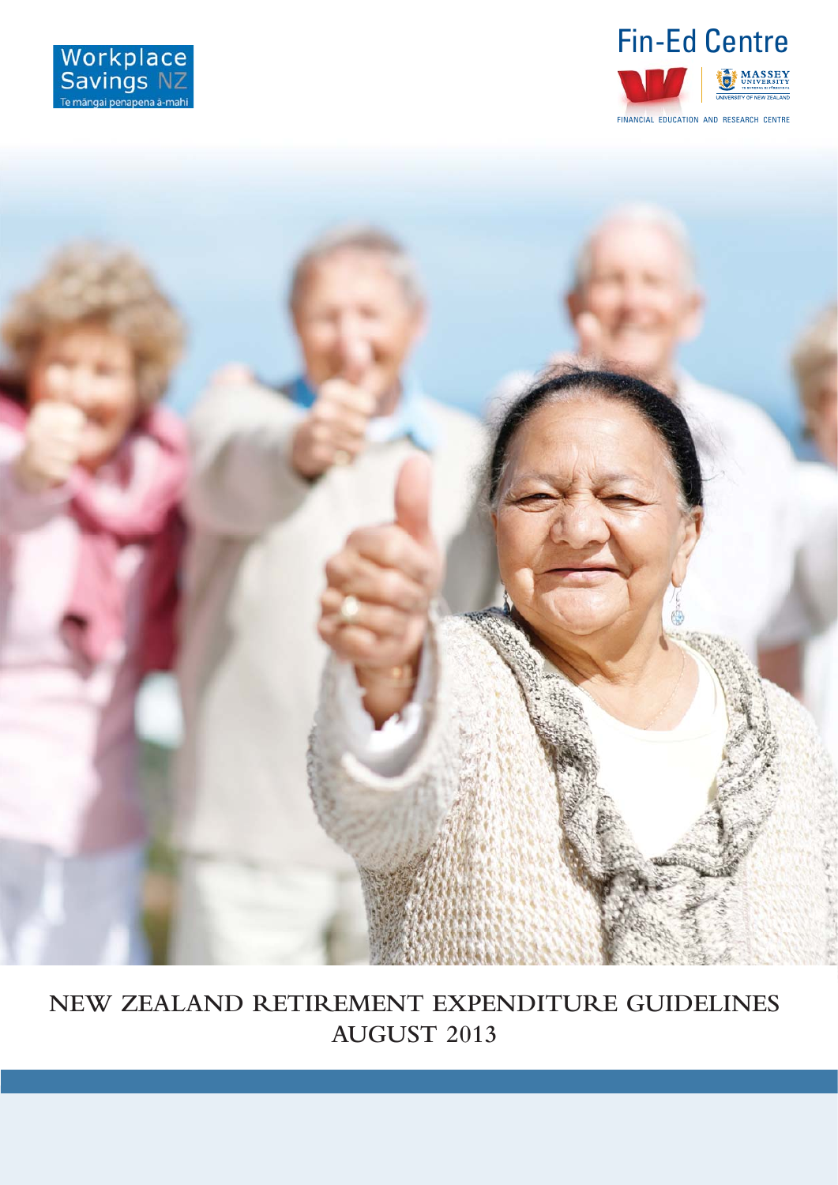Workplace Savings NZ

Te māngai penapena ā-mahi

Fin-Ed Centre

MASSEY UNIVERSITY

UNIVERSITY OF NEW ZEALAND

FINANCIAL EDUCATION AND RESEARCH CENTRE

# NEW ZEALAND RETIREMENT EXPENDITURE GUIDELINES

## AUGUST 2013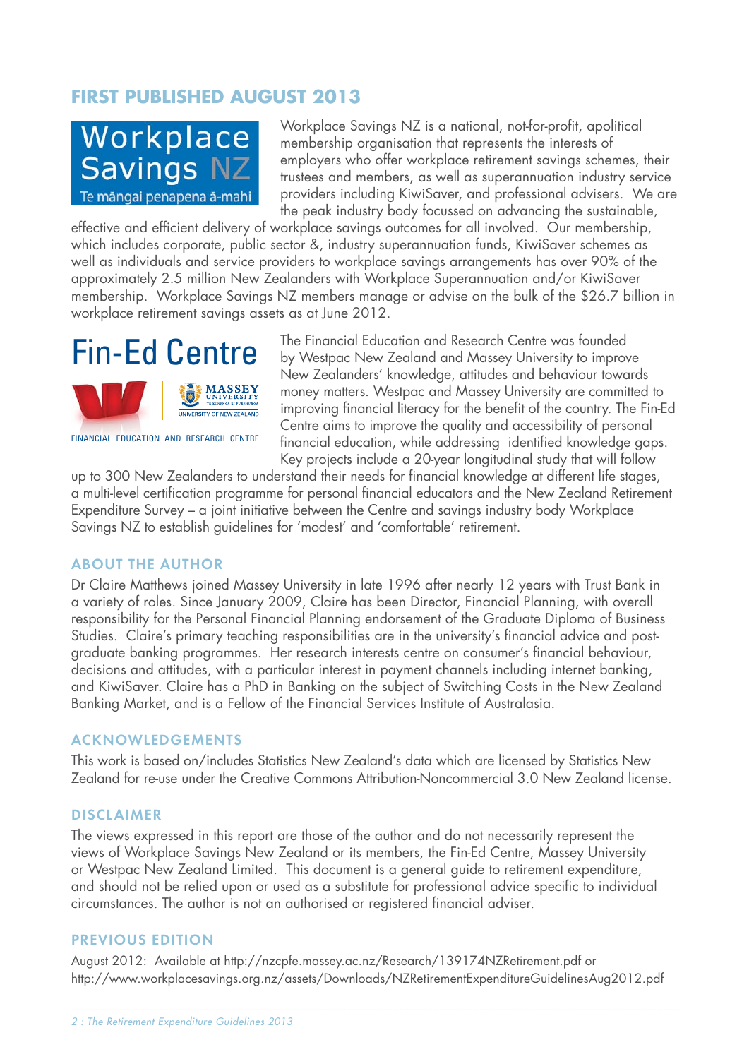## FIRST PUBLISHED AUGUST 2013

Workplace Savings NZ

Te māngai penapena ā-mahi

Workplace Savings NZ is a national, not-for-profit, apolitical membership organisation that represents the interests of employers who offer workplace retirement savings schemes, their trustees and members, as well as superannuation industry service providers including KiwiSaver, and professional advisers. We are the peak industry body focussed on advancing the sustainable, effective and efficient delivery of workplace savings outcomes for all involved. Our membership, which includes corporate, public sector &, industry superannuation funds, KiwiSaver schemes as well as individuals and service providers to workplace savings arrangements has over 90% of the approximately 2.5 million New Zealanders with Workplace Superannuation and/or KiwiSaver membership. Workplace Savings NZ members manage or advise on the bulk of the $26.7 billion in workplace retirement savings assets as at June 2012.

Fin-Ed Centre

FINANCIAL EDUCATION AND RESEARCH CENTRE

The Financial Education and Research Centre was founded by Westpac New Zealand and Massey University to improve New Zealanders' knowledge, attitudes and behaviour towards money matters. Westpac and Massey University are committed to improving financial literacy for the benefit of the country. The Fin-Ed Centre aims to improve the quality and accessibility of personal financial education, while addressing identified knowledge gaps. Key projects include a 20-year longitudinal study that will follow up to 300 New Zealanders to understand their needs for financial knowledge at different life stages, a multi-level certification programme for personal financial educators and the New Zealand Retirement Expenditure Survey – a joint initiative between the Centre and savings industry body Workplace Savings NZ to establish guidelines for 'modest' and 'comfortable' retirement.

### ABOUT THE AUTHOR

Dr Claire Matthews joined Massey University in late 1996 after nearly 12 years with Trust Bank in a variety of roles. Since January 2009, Claire has been Director, Financial Planning, with overall responsibility for the Personal Financial Planning endorsement of the Graduate Diploma of Business Studies. Claire's primary teaching responsibilities are in the university's financial advice and post-graduate banking programmes. Her research interests centre on consumer's financial behaviour, decisions and attitudes, with a particular interest in payment channels including internet banking, and KiwiSaver. Claire has a PhD in Banking on the subject of Switching Costs in the New Zealand Banking Market, and is a Fellow of the Financial Services Institute of Australasia.

### ACKNOWLEDGEMENTS

This work is based on/includes Statistics New Zealand's data which are licensed by Statistics New Zealand for re-use under the Creative Commons Attribution-Noncommercial 3.0 New Zealand license.

### DISCLAIMER

The views expressed in this report are those of the author and do not necessarily represent the views of Workplace Savings New Zealand or its members, the Fin-Ed Centre, Massey University or Westpac New Zealand Limited. This document is a general guide to retirement expenditure, and should not be relied upon or used as a substitute for professional advice specific to individual circumstances. The author is not an authorised or registered financial adviser.

### PREVIOUS EDITION

August 2012: Available at http://nzcpfe.massey.ac.nz/Research/139174NZRetirement.pdf or http://www.workplacesavings.org.nz/assets/Downloads/NZRetirementExpenditureGuidelinesAug2012.pdf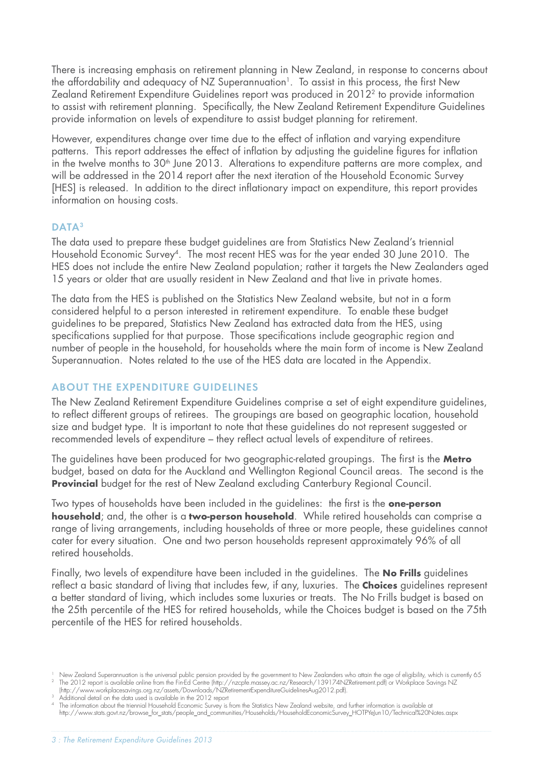There is increasing emphasis on retirement planning in New Zealand, in response to concerns about the affordability and adequacy of NZ Superannuation[1]. To assist in this process, the first New Zealand Retirement Expenditure Guidelines report was produced in 2012[2] to provide information to assist with retirement planning. Specifically, the New Zealand Retirement Expenditure Guidelines provide information on levels of expenditure to assist budget planning for retirement.

However, expenditures change over time due to the effect of inflation and varying expenditure patterns. This report addresses the effect of inflation by adjusting the guideline figures for inflation in the twelve months to 30th June 2013. Alterations to expenditure patterns are more complex, and will be addressed in the 2014 report after the next iteration of the Household Economic Survey [HES] is released. In addition to the direct inflationary impact on expenditure, this report provides information on housing costs.

## DATA[3]

The data used to prepare these budget guidelines are from Statistics New Zealand's triennial Household Economic Survey[4]. The most recent HES was for the year ended 30 June 2010. The HES does not include the entire New Zealand population; rather it targets the New Zealanders aged 15 years or older that are usually resident in New Zealand and that live in private homes.

The data from the HES is published on the Statistics New Zealand website, but not in a form considered helpful to a person interested in retirement expenditure. To enable these budget guidelines to be prepared, Statistics New Zealand has extracted data from the HES, using specifications supplied for that purpose. Those specifications include geographic region and number of people in the household, for households where the main form of income is New Zealand Superannuation. Notes related to the use of the HES data are located in the Appendix.

## ABOUT THE EXPENDITURE GUIDELINES

The New Zealand Retirement Expenditure Guidelines comprise a set of eight expenditure guidelines, to reflect different groups of retirees. The groupings are based on geographic location, household size and budget type. It is important to note that these guidelines do not represent suggested or recommended levels of expenditure – they reflect actual levels of expenditure of retirees.

The guidelines have been produced for two geographic-related groupings. The first is the **Metro** budget, based on data for the Auckland and Wellington Regional Council areas. The second is the **Provincial** budget for the rest of New Zealand excluding Canterbury Regional Council.

Two types of households have been included in the guidelines: the first is the **one-person household**; and, the other is a **two-person household**. While retired households can comprise a range of living arrangements, including households of three or more people, these guidelines cannot cater for every situation. One and two person households represent approximately 96% of all retired households.

Finally, two levels of expenditure have been included in the guidelines. The **No Frills** guidelines reflect a basic standard of living that includes few, if any, luxuries. The **Choices** guidelines represent a better standard of living, which includes some luxuries or treats. The No Frills budget is based on the 25th percentile of the HES for retired households, while the Choices budget is based on the 75th percentile of the HES for retired households.

---

[1] New Zealand Superannuation is the universal public pension provided by the government to New Zealanders who attain the age of eligibility, which is currently 65

[2] The 2012 report is available online from the Fin-Ed Centre (http://nzcpfe.massey.ac.nz/Research/139174NZRetirement.pdf) or Workplace Savings NZ (http://www.workplacesavings.org.nz/assets/Downloads/NZRetirementExpenditureGuidelinesAug2012.pdf).

[3] Additional detail on the data used is available in the 2012 report

[4] The information about the triennial Household Economic Survey is from the Statistics New Zealand website, and further information is available at http://www.stats.govt.nz/browse_for_stats/people_and_communities/Households/HouseholdEconomicSurvey_HOTPYeJun10/Technical%20Notes.aspx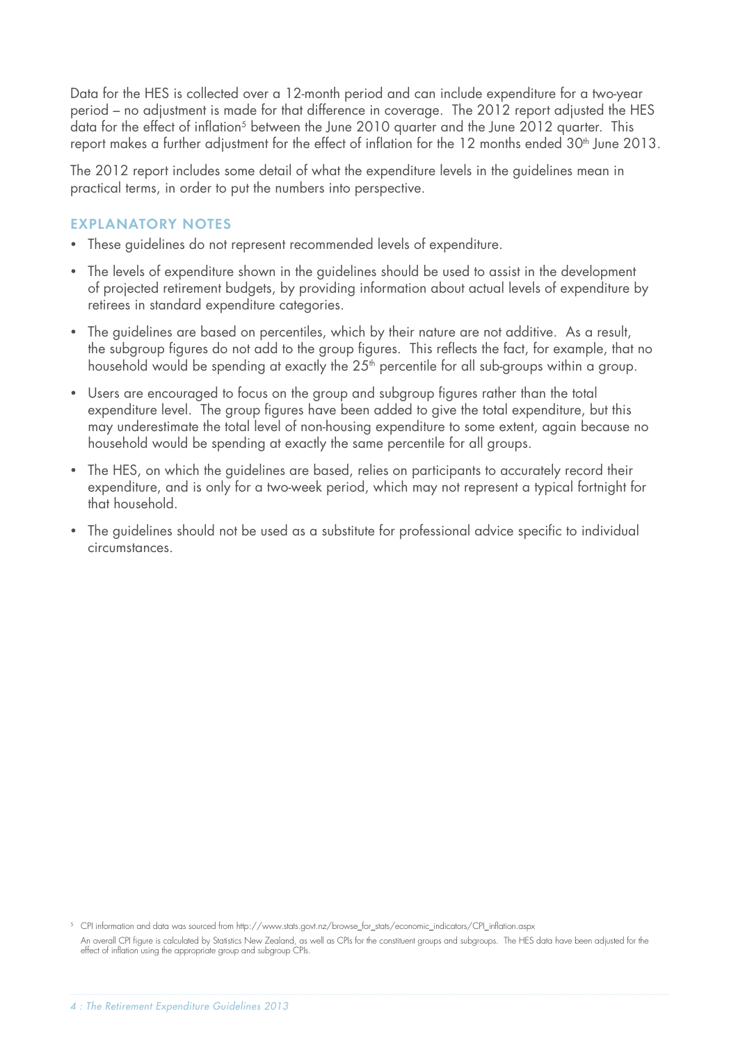Data for the HES is collected over a 12-month period and can include expenditure for a two-year period – no adjustment is made for that difference in coverage. The 2012 report adjusted the HES data for the effect of inflation[5] between the June 2010 quarter and the June 2012 quarter. This report makes a further adjustment for the effect of inflation for the 12 months ended 30th June 2013.

The 2012 report includes some detail of what the expenditure levels in the guidelines mean in practical terms, in order to put the numbers into perspective.

## EXPLANATORY NOTES

- These guidelines do not represent recommended levels of expenditure.
- The levels of expenditure shown in the guidelines should be used to assist in the development of projected retirement budgets, by providing information about actual levels of expenditure by retirees in standard expenditure categories.
- The guidelines are based on percentiles, which by their nature are not additive. As a result, the subgroup figures do not add to the group figures. This reflects the fact, for example, that no household would be spending at exactly the 25th percentile for all sub-groups within a group.
- Users are encouraged to focus on the group and subgroup figures rather than the total expenditure level. The group figures have been added to give the total expenditure, but this may underestimate the total level of non-housing expenditure to some extent, again because no household would be spending at exactly the same percentile for all groups.
- The HES, on which the guidelines are based, relies on participants to accurately record their expenditure, and is only for a two-week period, which may not represent a typical fortnight for that household.
- The guidelines should not be used as a substitute for professional advice specific to individual circumstances.

[5] CPI information and data was sourced from http://www.stats.govt.nz/browse_for_stats/economic_indicators/CPI_inflation.aspx
An overall CPI figure is calculated by Statistics New Zealand, as well as CPIs for the constituent groups and subgroups. The HES data have been adjusted for the effect of inflation using the appropriate group and subgroup CPIs.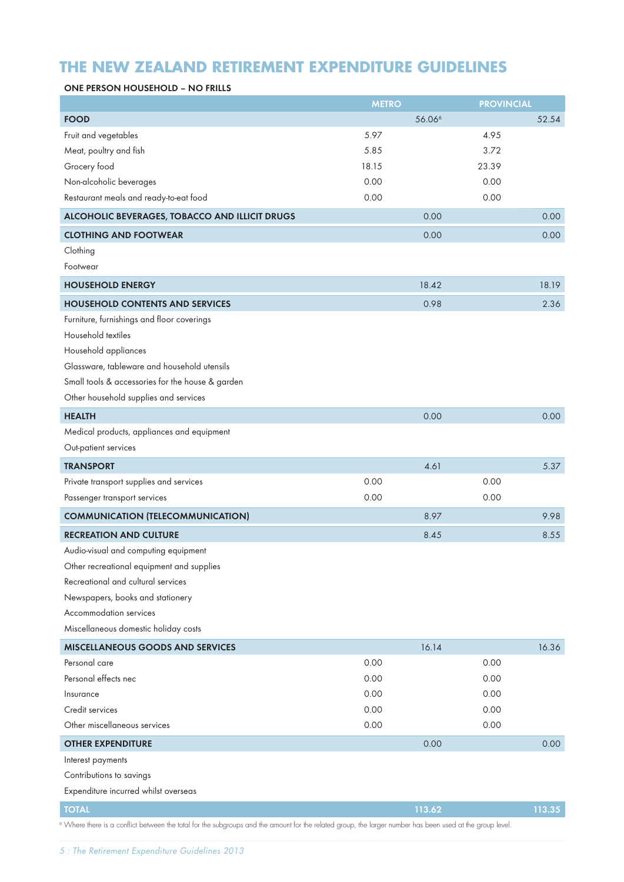# THE NEW ZEALAND RETIREMENT EXPENDITURE GUIDELINES

## ONE PERSON HOUSEHOLD – NO FRILLS

| | METRO | | PROVINCIAL | |
|---|---|---|---|---|
| **FOOD** | | 56.06[6] | | 52.54 |
| Fruit and vegetables | 5.97 | | 4.95 | |
| Meat, poultry and fish | 5.85 | | 3.72 | |
| Grocery food | 18.15 | | 23.39 | |
| Non-alcoholic beverages | 0.00 | | 0.00 | |
| Restaurant meals and ready-to-eat food | 0.00 | | 0.00 | |
| **ALCOHOLIC BEVERAGES, TOBACCO AND ILLICIT DRUGS** | | 0.00 | | 0.00 |
| **CLOTHING AND FOOTWEAR** | | 0.00 | | 0.00 |
| Clothing | | | | |
| Footwear | | | | |
| **HOUSEHOLD ENERGY** | | 18.42 | | 18.19 |
| **HOUSEHOLD CONTENTS AND SERVICES** | | 0.98 | | 2.36 |
| Furniture, furnishings and floor coverings | | | | |
| Household textiles | | | | |
| Household appliances | | | | |
| Glassware, tableware and household utensils | | | | |
| Small tools & accessories for the house & garden | | | | |
| Other household supplies and services | | | | |
| **HEALTH** | | 0.00 | | 0.00 |
| Medical products, appliances and equipment | | | | |
| Out-patient services | | | | |
| **TRANSPORT** | | 4.61 | | 5.37 |
| Private transport supplies and services | 0.00 | | 0.00 | |
| Passenger transport services | 0.00 | | 0.00 | |
| **COMMUNICATION (TELECOMMUNICATION)** | | 8.97 | | 9.98 |
| **RECREATION AND CULTURE** | | 8.45 | | 8.55 |
| Audio-visual and computing equipment | | | | |
| Other recreational equipment and supplies | | | | |
| Recreational and cultural services | | | | |
| Newspapers, books and stationery | | | | |
| Accommodation services | | | | |
| Miscellaneous domestic holiday costs | | | | |
| **MISCELLANEOUS GOODS AND SERVICES** | | 16.14 | | 16.36 |
| Personal care | 0.00 | | 0.00 | |
| Personal effects nec | 0.00 | | 0.00 | |
| Insurance | 0.00 | | 0.00 | |
| Credit services | 0.00 | | 0.00 | |
| Other miscellaneous services | 0.00 | | 0.00 | |
| **OTHER EXPENDITURE** | | 0.00 | | 0.00 |
| Interest payments | | | | |
| Contributions to savings | | | | |
| Expenditure incurred whilst overseas | | | | |
| **TOTAL** | | **113.62** | | **113.35** |

[6] Where there is a conflict between the total for the subgroups and the amount for the related group, the larger number has been used at the group level.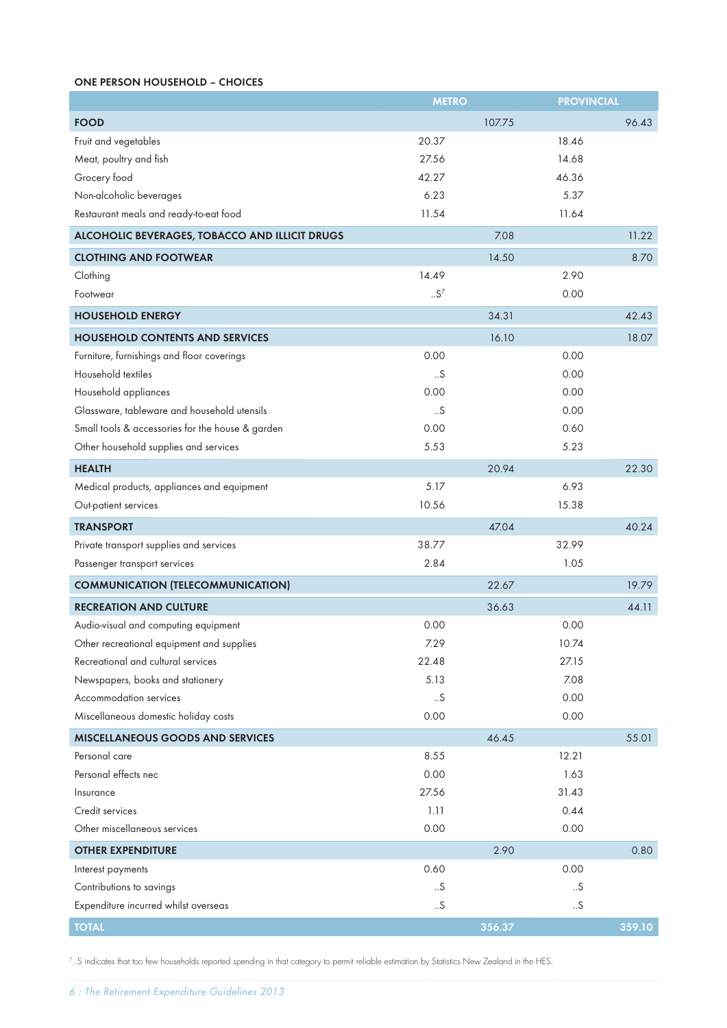**ONE PERSON HOUSEHOLD – CHOICES**

| | METRO | | PROVINCIAL | |
|---|---|---|---|---|
| **FOOD** | | 107.75 | | 96.43 |
| Fruit and vegetables | 20.37 | | 18.46 | |
| Meat, poultry and fish | 27.56 | | 14.68 | |
| Grocery food | 42.27 | | 46.36 | |
| Non-alcoholic beverages | 6.23 | | 5.37 | |
| Restaurant meals and ready-to-eat food | 11.54 | | 11.64 | |
| **ALCOHOLIC BEVERAGES, TOBACCO AND ILLICIT DRUGS** | | 7.08 | | 11.22 |
| **CLOTHING AND FOOTWEAR** | | 14.50 | | 8.70 |
| Clothing | 14.49 | | 2.90 | |
| Footwear | ..S[7] | | 0.00 | |
| **HOUSEHOLD ENERGY** | | 34.31 | | 42.43 |
| **HOUSEHOLD CONTENTS AND SERVICES** | | 16.10 | | 18.07 |
| Furniture, furnishings and floor coverings | 0.00 | | 0.00 | |
| Household textiles | ..S | | 0.00 | |
| Household appliances | 0.00 | | 0.00 | |
| Glassware, tableware and household utensils | ..S | | 0.00 | |
| Small tools & accessories for the house & garden | 0.00 | | 0.60 | |
| Other household supplies and services | 5.53 | | 5.23 | |
| **HEALTH** | | 20.94 | | 22.30 |
| Medical products, appliances and equipment | 5.17 | | 6.93 | |
| Out-patient services | 10.56 | | 15.38 | |
| **TRANSPORT** | | 47.04 | | 40.24 |
| Private transport supplies and services | 38.77 | | 32.99 | |
| Passenger transport services | 2.84 | | 1.05 | |
| **COMMUNICATION (TELECOMMUNICATION)** | | 22.67 | | 19.79 |
| **RECREATION AND CULTURE** | | 36.63 | | 44.11 |
| Audio-visual and computing equipment | 0.00 | | 0.00 | |
| Other recreational equipment and supplies | 7.29 | | 10.74 | |
| Recreational and cultural services | 22.48 | | 27.15 | |
| Newspapers, books and stationery | 5.13 | | 7.08 | |
| Accommodation services | ..S | | 0.00 | |
| Miscellaneous domestic holiday costs | 0.00 | | 0.00 | |
| **MISCELLANEOUS GOODS AND SERVICES** | | 46.45 | | 55.01 |
| Personal care | 8.55 | | 12.21 | |
| Personal effects nec | 0.00 | | 1.63 | |
| Insurance | 27.56 | | 31.43 | |
| Credit services | 1.11 | | 0.44 | |
| Other miscellaneous services | 0.00 | | 0.00 | |
| **OTHER EXPENDITURE** | | 2.90 | | 0.80 |
| Interest payments | 0.60 | | 0.00 | |
| Contributions to savings | ..S | | ..S | |
| Expenditure incurred whilst overseas | ..S | | ..S | |
| **TOTAL** | | **356.37** | | **359.10** |

[7] ..S indicates that too few households reported spending in that category to permit reliable estimation by Statistics New Zealand in the HES.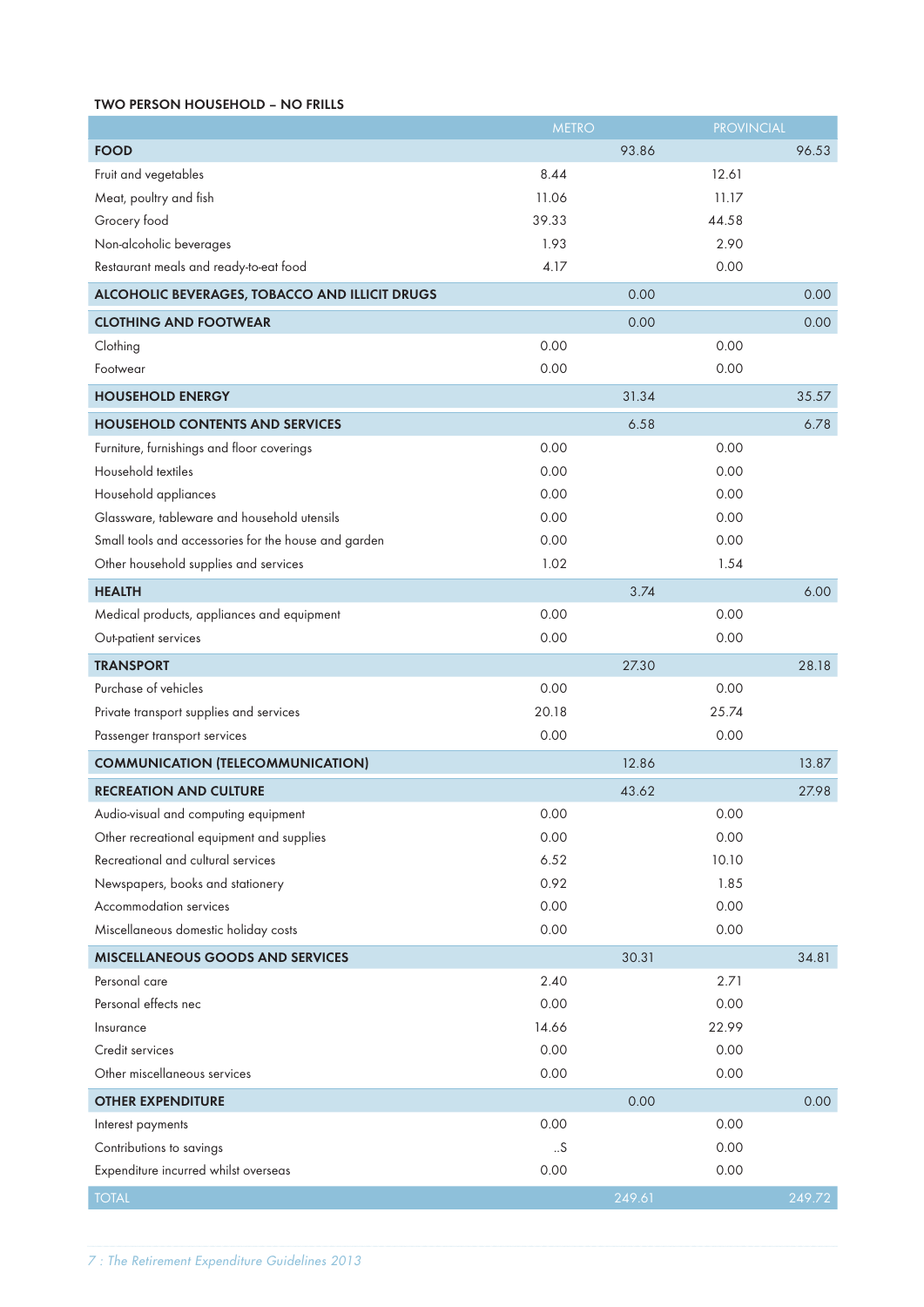**TWO PERSON HOUSEHOLD – NO FRILLS**

| | METRO | | PROVINCIAL | |
|---|---|---|---|---|
| **FOOD** | | 93.86 | | 96.53 |
| Fruit and vegetables | 8.44 | | 12.61 | |
| Meat, poultry and fish | 11.06 | | 11.17 | |
| Grocery food | 39.33 | | 44.58 | |
| Non-alcoholic beverages | 1.93 | | 2.90 | |
| Restaurant meals and ready-to-eat food | 4.17 | | 0.00 | |
| **ALCOHOLIC BEVERAGES, TOBACCO AND ILLICIT DRUGS** | | 0.00 | | 0.00 |
| **CLOTHING AND FOOTWEAR** | | 0.00 | | 0.00 |
| Clothing | 0.00 | | 0.00 | |
| Footwear | 0.00 | | 0.00 | |
| **HOUSEHOLD ENERGY** | | 31.34 | | 35.57 |
| **HOUSEHOLD CONTENTS AND SERVICES** | | 6.58 | | 6.78 |
| Furniture, furnishings and floor coverings | 0.00 | | 0.00 | |
| Household textiles | 0.00 | | 0.00 | |
| Household appliances | 0.00 | | 0.00 | |
| Glassware, tableware and household utensils | 0.00 | | 0.00 | |
| Small tools and accessories for the house and garden | 0.00 | | 0.00 | |
| Other household supplies and services | 1.02 | | 1.54 | |
| **HEALTH** | | 3.74 | | 6.00 |
| Medical products, appliances and equipment | 0.00 | | 0.00 | |
| Out-patient services | 0.00 | | 0.00 | |
| **TRANSPORT** | | 27.30 | | 28.18 |
| Purchase of vehicles | 0.00 | | 0.00 | |
| Private transport supplies and services | 20.18 | | 25.74 | |
| Passenger transport services | 0.00 | | 0.00 | |
| **COMMUNICATION (TELECOMMUNICATION)** | | 12.86 | | 13.87 |
| **RECREATION AND CULTURE** | | 43.62 | | 27.98 |
| Audio-visual and computing equipment | 0.00 | | 0.00 | |
| Other recreational equipment and supplies | 0.00 | | 0.00 | |
| Recreational and cultural services | 6.52 | | 10.10 | |
| Newspapers, books and stationery | 0.92 | | 1.85 | |
| Accommodation services | 0.00 | | 0.00 | |
| Miscellaneous domestic holiday costs | 0.00 | | 0.00 | |
| **MISCELLANEOUS GOODS AND SERVICES** | | 30.31 | | 34.81 |
| Personal care | 2.40 | | 2.71 | |
| Personal effects nec | 0.00 | | 0.00 | |
| Insurance | 14.66 | | 22.99 | |
| Credit services | 0.00 | | 0.00 | |
| Other miscellaneous services | 0.00 | | 0.00 | |
| **OTHER EXPENDITURE** | | 0.00 | | 0.00 |
| Interest payments | 0.00 | | 0.00 | |
| Contributions to savings | ..S | | 0.00 | |
| Expenditure incurred whilst overseas | 0.00 | | 0.00 | |
| TOTAL | | 249.61 | | 249.72 |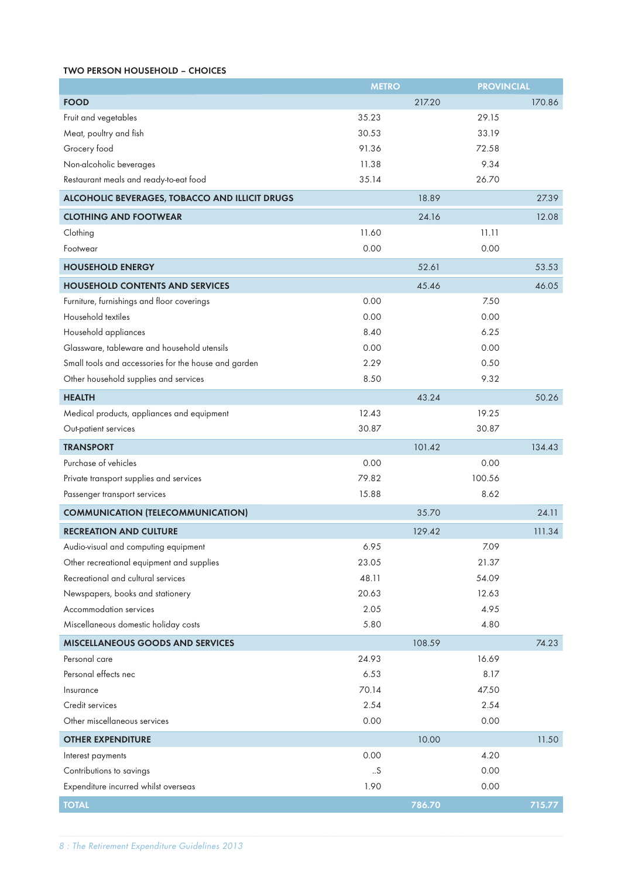**TWO PERSON HOUSEHOLD – CHOICES**

| | METRO | | PROVINCIAL | |
|---|---|---|---|---|
| **FOOD** | | 217.20 | | 170.86 |
| Fruit and vegetables | 35.23 | | 29.15 | |
| Meat, poultry and fish | 30.53 | | 33.19 | |
| Grocery food | 91.36 | | 72.58 | |
| Non-alcoholic beverages | 11.38 | | 9.34 | |
| Restaurant meals and ready-to-eat food | 35.14 | | 26.70 | |
| **ALCOHOLIC BEVERAGES, TOBACCO AND ILLICIT DRUGS** | | 18.89 | | 27.39 |
| **CLOTHING AND FOOTWEAR** | | 24.16 | | 12.08 |
| Clothing | 11.60 | | 11.11 | |
| Footwear | 0.00 | | 0.00 | |
| **HOUSEHOLD ENERGY** | | 52.61 | | 53.53 |
| **HOUSEHOLD CONTENTS AND SERVICES** | | 45.46 | | 46.05 |
| Furniture, furnishings and floor coverings | 0.00 | | 7.50 | |
| Household textiles | 0.00 | | 0.00 | |
| Household appliances | 8.40 | | 6.25 | |
| Glassware, tableware and household utensils | 0.00 | | 0.00 | |
| Small tools and accessories for the house and garden | 2.29 | | 0.50 | |
| Other household supplies and services | 8.50 | | 9.32 | |
| **HEALTH** | | 43.24 | | 50.26 |
| Medical products, appliances and equipment | 12.43 | | 19.25 | |
| Out-patient services | 30.87 | | 30.87 | |
| **TRANSPORT** | | 101.42 | | 134.43 |
| Purchase of vehicles | 0.00 | | 0.00 | |
| Private transport supplies and services | 79.82 | | 100.56 | |
| Passenger transport services | 15.88 | | 8.62 | |
| **COMMUNICATION (TELECOMMUNICATION)** | | 35.70 | | 24.11 |
| **RECREATION AND CULTURE** | | 129.42 | | 111.34 |
| Audio-visual and computing equipment | 6.95 | | 7.09 | |
| Other recreational equipment and supplies | 23.05 | | 21.37 | |
| Recreational and cultural services | 48.11 | | 54.09 | |
| Newspapers, books and stationery | 20.63 | | 12.63 | |
| Accommodation services | 2.05 | | 4.95 | |
| Miscellaneous domestic holiday costs | 5.80 | | 4.80 | |
| **MISCELLANEOUS GOODS AND SERVICES** | | 108.59 | | 74.23 |
| Personal care | 24.93 | | 16.69 | |
| Personal effects nec | 6.53 | | 8.17 | |
| Insurance | 70.14 | | 47.50 | |
| Credit services | 2.54 | | 2.54 | |
| Other miscellaneous services | 0.00 | | 0.00 | |
| **OTHER EXPENDITURE** | | 10.00 | | 11.50 |
| Interest payments | 0.00 | | 4.20 | |
| Contributions to savings | ..S | | 0.00 | |
| Expenditure incurred whilst overseas | 1.90 | | 0.00 | |
| **TOTAL** | | **786.70** | | **715.77** |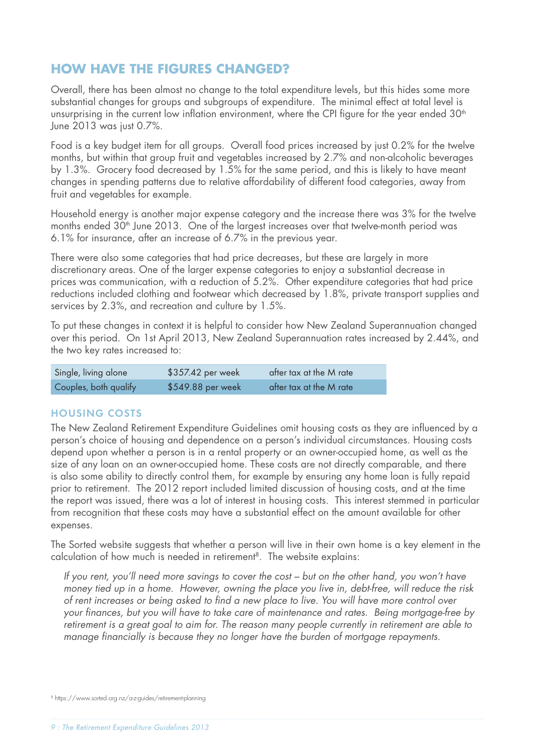## HOW HAVE THE FIGURES CHANGED?

Overall, there has been almost no change to the total expenditure levels, but this hides some more substantial changes for groups and subgroups of expenditure. The minimal effect at total level is unsurprising in the current low inflation environment, where the CPI figure for the year ended 30th June 2013 was just 0.7%.

Food is a key budget item for all groups. Overall food prices increased by just 0.2% for the twelve months, but within that group fruit and vegetables increased by 2.7% and non-alcoholic beverages by 1.3%. Grocery food decreased by 1.5% for the same period, and this is likely to have meant changes in spending patterns due to relative affordability of different food categories, away from fruit and vegetables for example.

Household energy is another major expense category and the increase there was 3% for the twelve months ended 30th June 2013. One of the largest increases over that twelve-month period was 6.1% for insurance, after an increase of 6.7% in the previous year.

There were also some categories that had price decreases, but these are largely in more discretionary areas. One of the larger expense categories to enjoy a substantial decrease in prices was communication, with a reduction of 5.2%. Other expenditure categories that had price reductions included clothing and footwear which decreased by 1.8%, private transport supplies and services by 2.3%, and recreation and culture by 1.5%.

To put these changes in context it is helpful to consider how New Zealand Superannuation changed over this period. On 1st April 2013, New Zealand Superannuation rates increased by 2.44%, and the two key rates increased to:

| | | |
|---|---|---|
| Single, living alone | $357.42 per week | after tax at the M rate |
| Couples, both qualify | $549.88 per week | after tax at the M rate |

### HOUSING COSTS

The New Zealand Retirement Expenditure Guidelines omit housing costs as they are influenced by a person's choice of housing and dependence on a person's individual circumstances. Housing costs depend upon whether a person is in a rental property or an owner-occupied home, as well as the size of any loan on an owner-occupied home. These costs are not directly comparable, and there is also some ability to directly control them, for example by ensuring any home loan is fully repaid prior to retirement. The 2012 report included limited discussion of housing costs, and at the time the report was issued, there was a lot of interest in housing costs. This interest stemmed in particular from recognition that these costs may have a substantial effect on the amount available for other expenses.

The Sorted website suggests that whether a person will live in their own home is a key element in the calculation of how much is needed in retirement[8]. The website explains:

> *If you rent, you'll need more savings to cover the cost – but on the other hand, you won't have money tied up in a home. However, owning the place you live in, debt-free, will reduce the risk of rent increases or being asked to find a new place to live. You will have more control over your finances, but you will have to take care of maintenance and rates. Being mortgage-free by retirement is a great goal to aim for. The reason many people currently in retirement are able to manage financially is because they no longer have the burden of mortgage repayments.*

[8] https://www.sorted.org.nz/a-z-guides/retirement-planning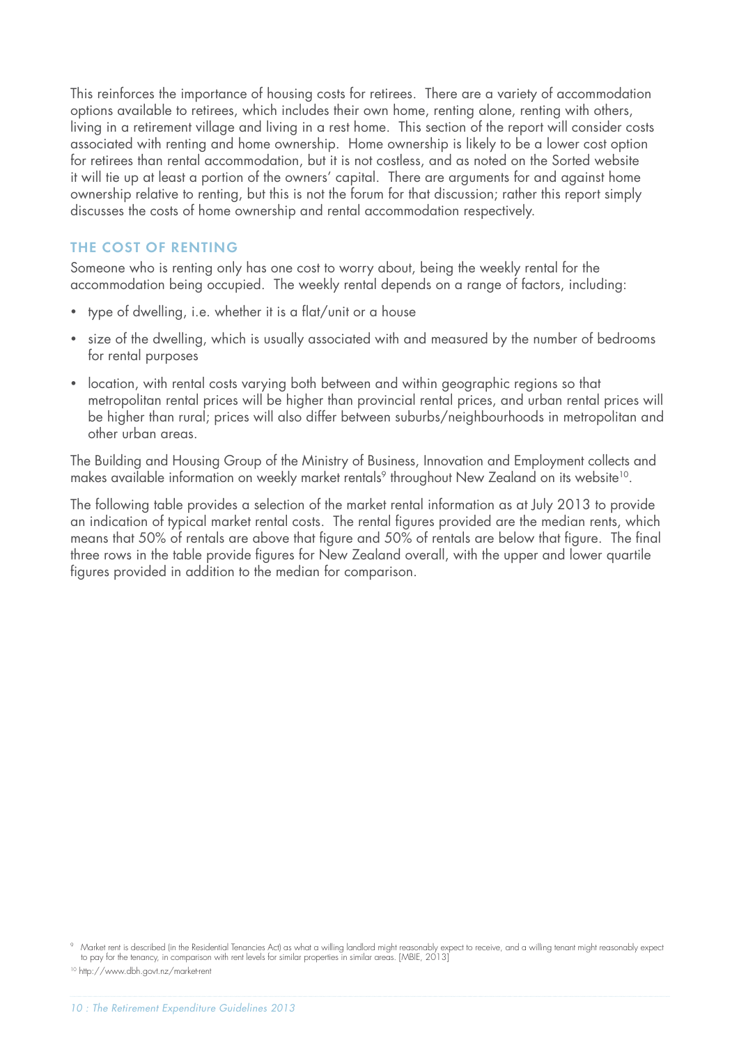This reinforces the importance of housing costs for retirees. There are a variety of accommodation options available to retirees, which includes their own home, renting alone, renting with others, living in a retirement village and living in a rest home. This section of the report will consider costs associated with renting and home ownership. Home ownership is likely to be a lower cost option for retirees than rental accommodation, but it is not costless, and as noted on the Sorted website it will tie up at least a portion of the owners' capital. There are arguments for and against home ownership relative to renting, but this is not the forum for that discussion; rather this report simply discusses the costs of home ownership and rental accommodation respectively.

## THE COST OF RENTING

Someone who is renting only has one cost to worry about, being the weekly rental for the accommodation being occupied. The weekly rental depends on a range of factors, including:

- type of dwelling, i.e. whether it is a flat/unit or a house
- size of the dwelling, which is usually associated with and measured by the number of bedrooms for rental purposes
- location, with rental costs varying both between and within geographic regions so that metropolitan rental prices will be higher than provincial rental prices, and urban rental prices will be higher than rural; prices will also differ between suburbs/neighbourhoods in metropolitan and other urban areas.

The Building and Housing Group of the Ministry of Business, Innovation and Employment collects and makes available information on weekly market rentals[9] throughout New Zealand on its website[10].

The following table provides a selection of the market rental information as at July 2013 to provide an indication of typical market rental costs. The rental figures provided are the median rents, which means that 50% of rentals are above that figure and 50% of rentals are below that figure. The final three rows in the table provide figures for New Zealand overall, with the upper and lower quartile figures provided in addition to the median for comparison.

[9] Market rent is described (in the Residential Tenancies Act) as what a willing landlord might reasonably expect to receive, and a willing tenant might reasonably expect to pay for the tenancy, in comparison with rent levels for similar properties in similar areas. [MBIE, 2013]

[10] http://www.dbh.govt.nz/market-rent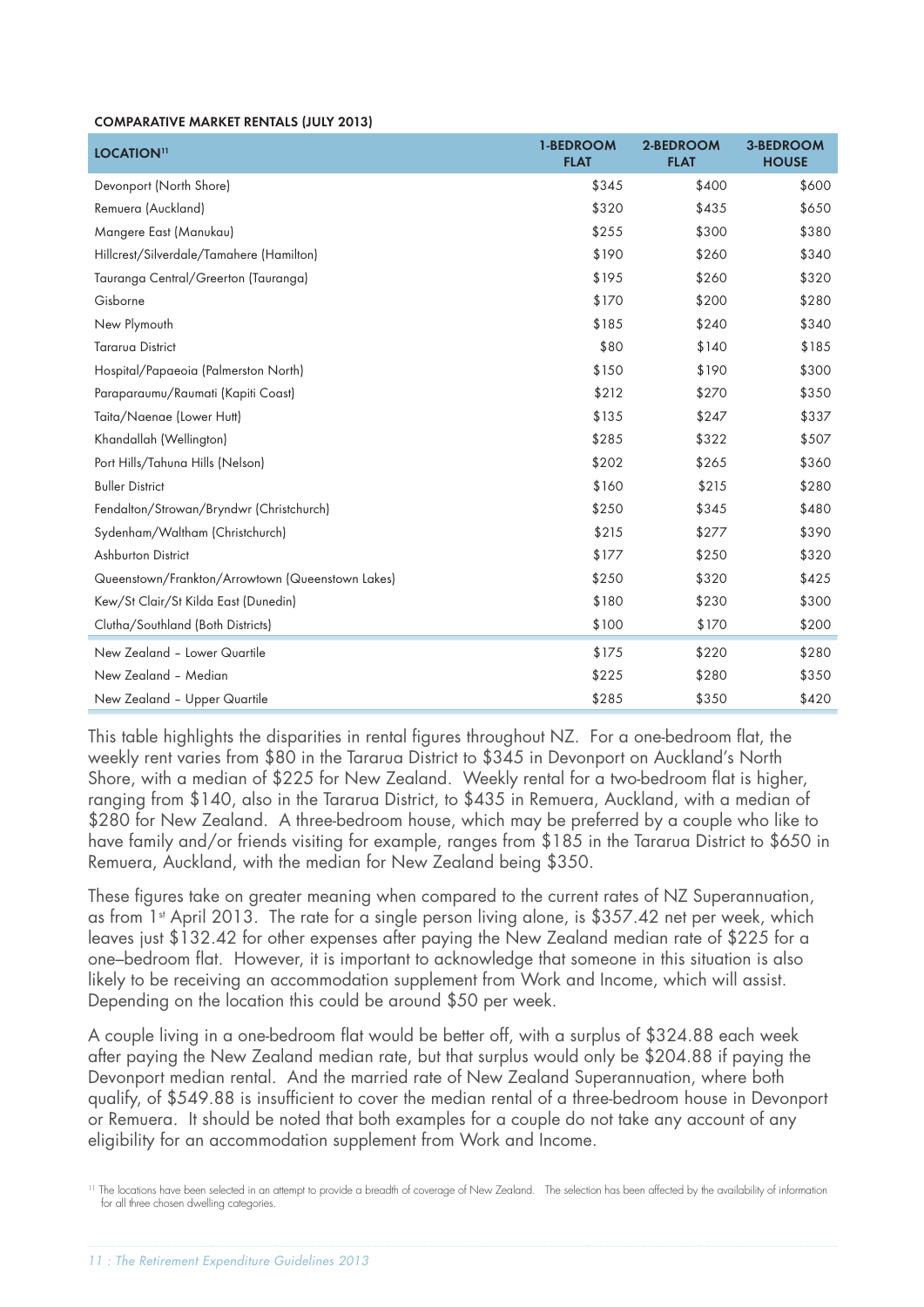**COMPARATIVE MARKET RENTALS (JULY 2013)**

| LOCATION[11] | 1-BEDROOM FLAT | 2-BEDROOM FLAT | 3-BEDROOM HOUSE |
|---|---|---|---|
| Devonport (North Shore) | $345 | $400 | $600 |
| Remuera (Auckland) | $320 | $435 | $650 |
| Mangere East (Manukau) | $255 | $300 | $380 |
| Hillcrest/Silverdale/Tamahere (Hamilton) | $190 | $260 | $340 |
| Tauranga Central/Greerton (Tauranga) | $195 | $260 | $320 |
| Gisborne | $170 | $200 | $280 |
| New Plymouth | $185 | $240 | $340 |
| Tararua District | $80 | $140 | $185 |
| Hospital/Papaeoia (Palmerston North) | $150 | $190 | $300 |
| Paraparaumu/Raumati (Kapiti Coast) | $212 | $270 | $350 |
| Taita/Naenae (Lower Hutt) | $135 | $247 | $337 |
| Khandallah (Wellington) | $285 | $322 | $507 |
| Port Hills/Tahuna Hills (Nelson) | $202 | $265 | $360 |
| Buller District | $160 | $215 | $280 |
| Fendalton/Strowan/Bryndwr (Christchurch) | $250 | $345 | $480 |
| Sydenham/Waltham (Christchurch) | $215 | $277 | $390 |
| Ashburton District | $177 | $250 | $320 |
| Queenstown/Frankton/Arrowtown (Queenstown Lakes) | $250 | $320 | $425 |
| Kew/St Clair/St Kilda East (Dunedin) | $180 | $230 | $300 |
| Clutha/Southland (Both Districts) | $100 | $170 | $200 |
| New Zealand – Lower Quartile | $175 | $220 | $280 |
| New Zealand – Median | $225 | $280 | $350 |
| New Zealand – Upper Quartile | $285 | $350 | $420 |

This table highlights the disparities in rental figures throughout NZ. For a one-bedroom flat, the weekly rent varies from $80 in the Tararua District to $345 in Devonport on Auckland's North Shore, with a median of $225 for New Zealand. Weekly rental for a two-bedroom flat is higher, ranging from $140, also in the Tararua District, to $435 in Remuera, Auckland, with a median of $280 for New Zealand. A three-bedroom house, which may be preferred by a couple who like to have family and/or friends visiting for example, ranges from $185 in the Tararua District to $650 in Remuera, Auckland, with the median for New Zealand being $350.

These figures take on greater meaning when compared to the current rates of NZ Superannuation, as from 1st April 2013. The rate for a single person living alone, is $357.42 net per week, which leaves just $132.42 for other expenses after paying the New Zealand median rate of $225 for a one–bedroom flat. However, it is important to acknowledge that someone in this situation is also likely to be receiving an accommodation supplement from Work and Income, which will assist. Depending on the location this could be around $50 per week.

A couple living in a one-bedroom flat would be better off, with a surplus of $324.88 each week after paying the New Zealand median rate, but that surplus would only be $204.88 if paying the Devonport median rental. And the married rate of New Zealand Superannuation, where both qualify, of $549.88 is insufficient to cover the median rental of a three-bedroom house in Devonport or Remuera. It should be noted that both examples for a couple do not take any account of any eligibility for an accommodation supplement from Work and Income.

[11] The locations have been selected in an attempt to provide a breadth of coverage of New Zealand. The selection has been affected by the availability of information for all three chosen dwelling categories.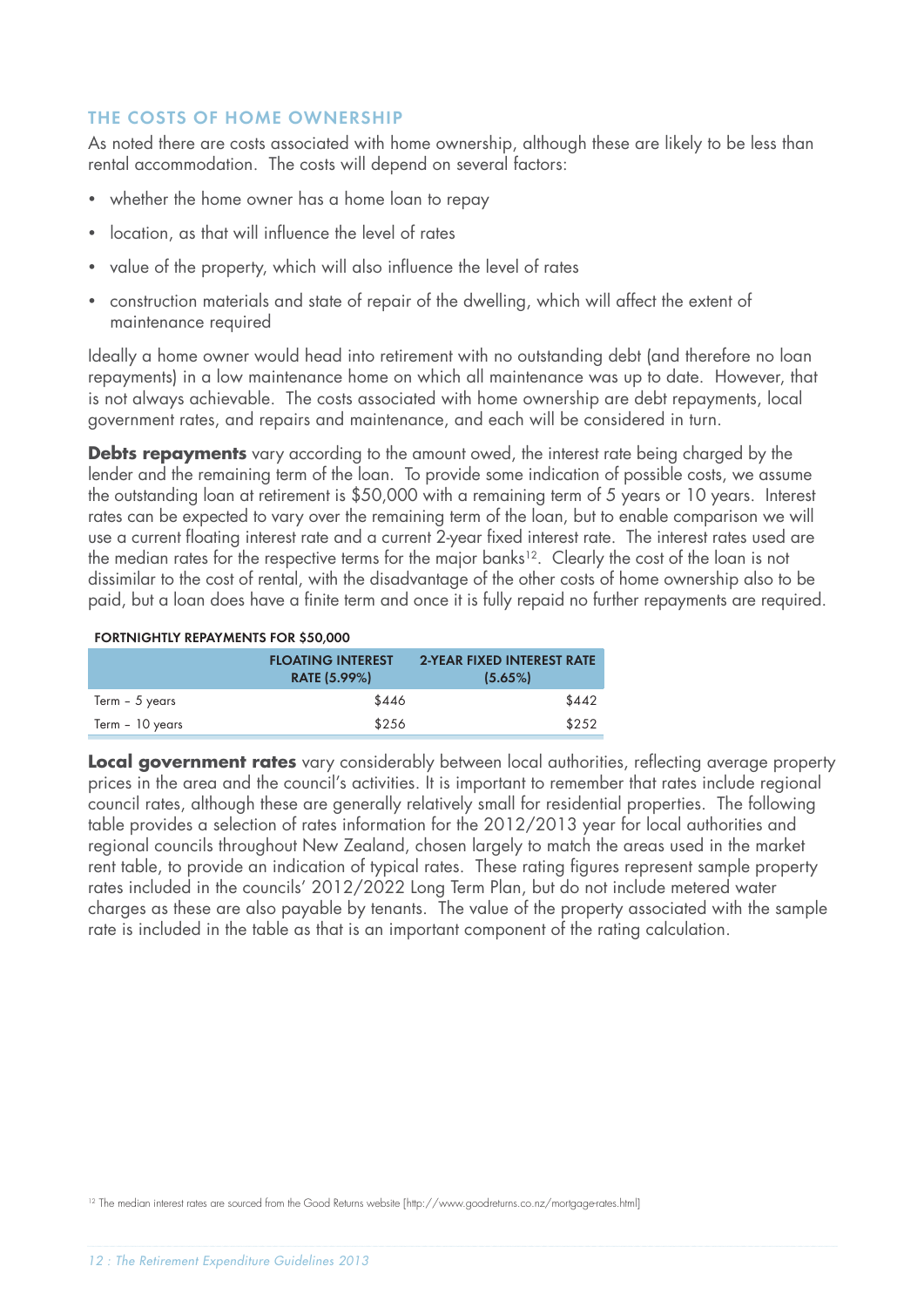## THE COSTS OF HOME OWNERSHIP

As noted there are costs associated with home ownership, although these are likely to be less than rental accommodation. The costs will depend on several factors:

- whether the home owner has a home loan to repay
- location, as that will influence the level of rates
- value of the property, which will also influence the level of rates
- construction materials and state of repair of the dwelling, which will affect the extent of maintenance required

Ideally a home owner would head into retirement with no outstanding debt (and therefore no loan repayments) in a low maintenance home on which all maintenance was up to date. However, that is not always achievable. The costs associated with home ownership are debt repayments, local government rates, and repairs and maintenance, and each will be considered in turn.

**Debts repayments** vary according to the amount owed, the interest rate being charged by the lender and the remaining term of the loan. To provide some indication of possible costs, we assume the outstanding loan at retirement is $50,000 with a remaining term of 5 years or 10 years. Interest rates can be expected to vary over the remaining term of the loan, but to enable comparison we will use a current floating interest rate and a current 2-year fixed interest rate. The interest rates used are the median rates for the respective terms for the major banks[12]. Clearly the cost of the loan is not dissimilar to the cost of rental, with the disadvantage of the other costs of home ownership also to be paid, but a loan does have a finite term and once it is fully repaid no further repayments are required.

**FORTNIGHTLY REPAYMENTS FOR $50,000**

| | FLOATING INTEREST RATE (5.99%) | 2-YEAR FIXED INTEREST RATE (5.65%) |
|---|---|---|
| Term – 5 years | $446 | $442 |
| Term – 10 years | $256 | $252 |

**Local government rates** vary considerably between local authorities, reflecting average property prices in the area and the council's activities. It is important to remember that rates include regional council rates, although these are generally relatively small for residential properties. The following table provides a selection of rates information for the 2012/2013 year for local authorities and regional councils throughout New Zealand, chosen largely to match the areas used in the market rent table, to provide an indication of typical rates. These rating figures represent sample property rates included in the councils' 2012/2022 Long Term Plan, but do not include metered water charges as these are also payable by tenants. The value of the property associated with the sample rate is included in the table as that is an important component of the rating calculation.

[12] The median interest rates are sourced from the Good Returns website [http://www.goodreturns.co.nz/mortgage-rates.html]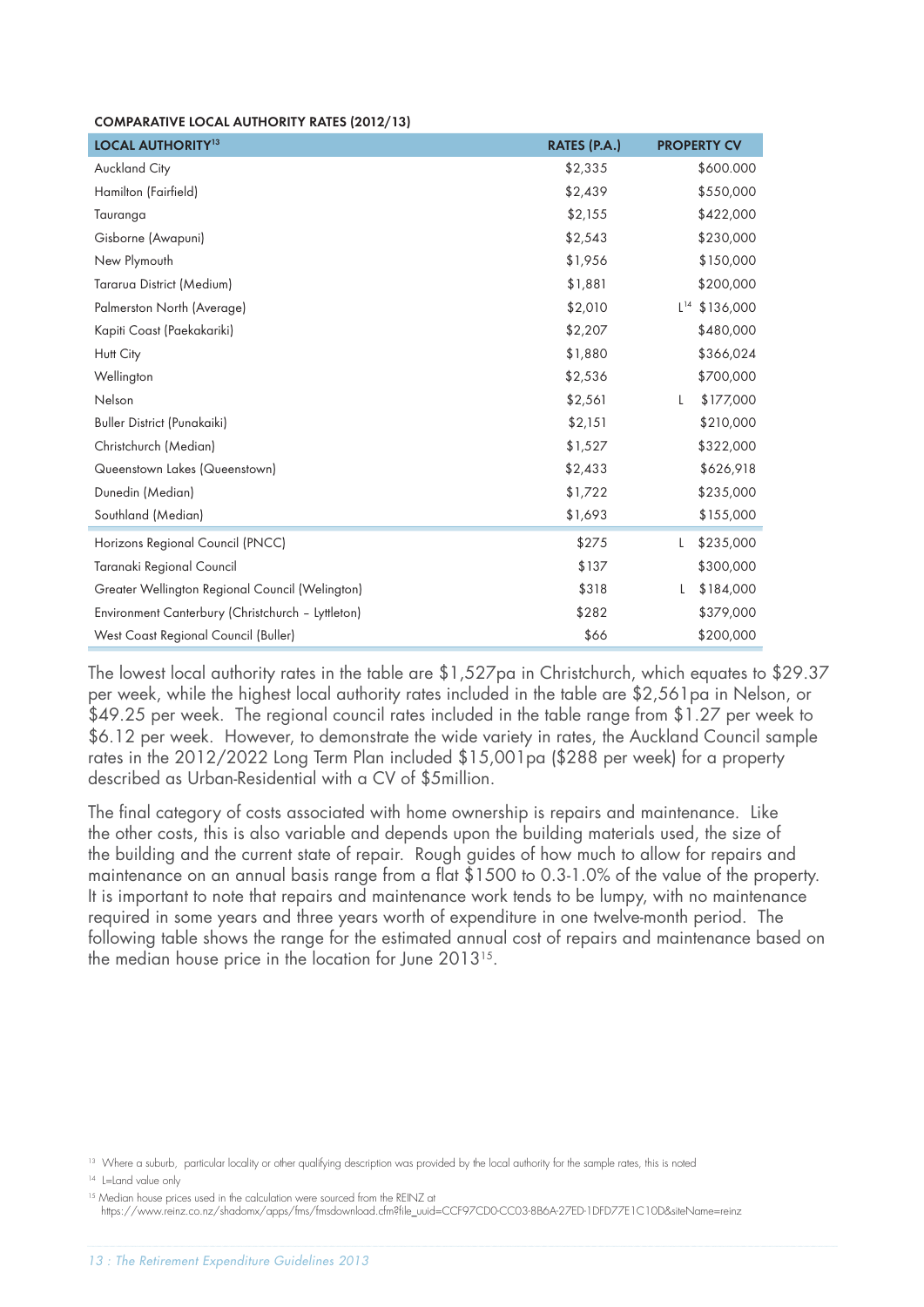**COMPARATIVE LOCAL AUTHORITY RATES (2012/13)**

| LOCAL AUTHORITY[13] | RATES (P.A.) | PROPERTY CV |
|---|---|---|
| Auckland City | $2,335 | $600.000 |
| Hamilton (Fairfield) | $2,439 | $550,000 |
| Tauranga | $2,155 | $422,000 |
| Gisborne (Awapuni) | $2,543 | $230,000 |
| New Plymouth | $1,956 | $150,000 |
| Tararua District (Medium) | $1,881 | $200,000 |
| Palmerston North (Average) | $2,010 | L[14] $136,000 |
| Kapiti Coast (Paekakariki) | $2,207 | $480,000 |
| Hutt City | $1,880 | $366,024 |
| Wellington | $2,536 | $700,000 |
| Nelson | $2,561 | L $177,000 |
| Buller District (Punakaiki) | $2,151 | $210,000 |
| Christchurch (Median) | $1,527 | $322,000 |
| Queenstown Lakes (Queenstown) | $2,433 | $626,918 |
| Dunedin (Median) | $1,722 | $235,000 |
| Southland (Median) | $1,693 | $155,000 |
| Horizons Regional Council (PNCC) | $275 | L $235,000 |
| Taranaki Regional Council | $137 | $300,000 |
| Greater Wellington Regional Council (Welington) | $318 | L $184,000 |
| Environment Canterbury (Christchurch – Lyttleton) | $282 | $379,000 |
| West Coast Regional Council (Buller) | $66 | $200,000 |

The lowest local authority rates in the table are $1,527pa in Christchurch, which equates to $29.37 per week, while the highest local authority rates included in the table are $2,561pa in Nelson, or $49.25 per week. The regional council rates included in the table range from $1.27 per week to $6.12 per week. However, to demonstrate the wide variety in rates, the Auckland Council sample rates in the 2012/2022 Long Term Plan included $15,001pa ($288 per week) for a property described as Urban-Residential with a CV of $5million.

The final category of costs associated with home ownership is repairs and maintenance. Like the other costs, this is also variable and depends upon the building materials used, the size of the building and the current state of repair. Rough guides of how much to allow for repairs and maintenance on an annual basis range from a flat $1500 to 0.3-1.0% of the value of the property. It is important to note that repairs and maintenance work tends to be lumpy, with no maintenance required in some years and three years worth of expenditure in one twelve-month period. The following table shows the range for the estimated annual cost of repairs and maintenance based on the median house price in the location for June 2013[15].

[13] Where a suburb, particular locality or other qualifying description was provided by the local authority for the sample rates, this is noted

[14] L=Land value only

[15] Median house prices used in the calculation were sourced from the REINZ at https://www.reinz.co.nz/shadomx/apps/fms/fmsdownload.cfm?file_uuid=CCF97CD0-CC03-8B6A-27ED-1DFD77E1C10D&siteName=reinz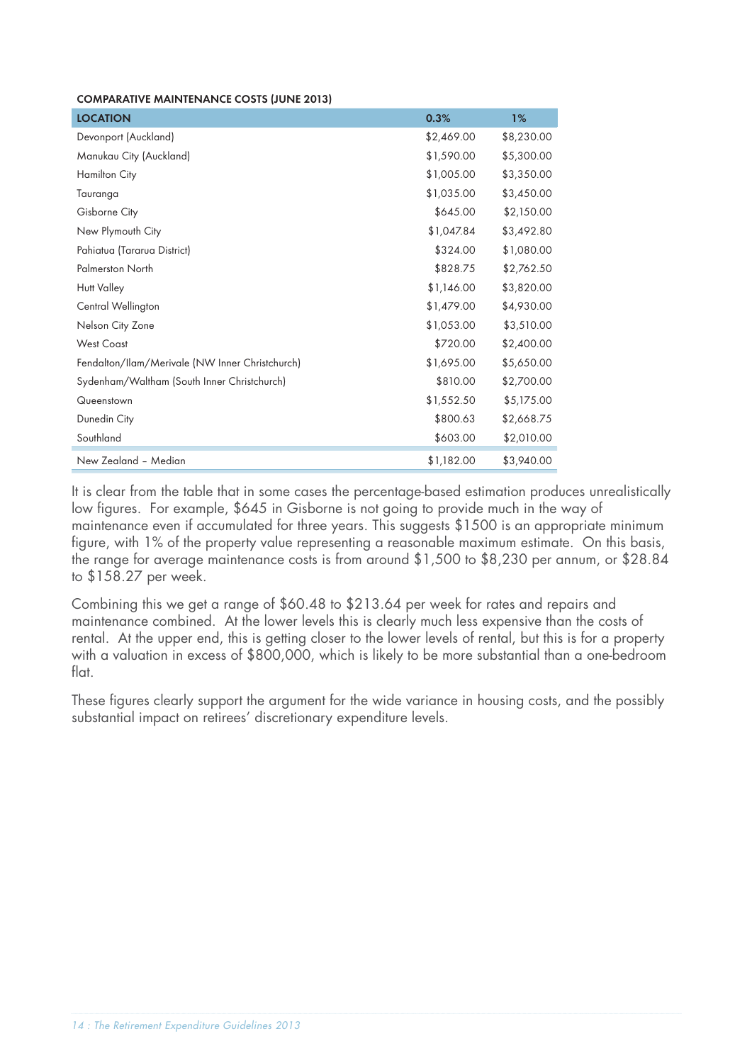**COMPARATIVE MAINTENANCE COSTS (JUNE 2013)**

| LOCATION | 0.3% | 1% |
|---|---|---|
| Devonport (Auckland) | $2,469.00 | $8,230.00 |
| Manukau City (Auckland) | $1,590.00 | $5,300.00 |
| Hamilton City | $1,005.00 | $3,350.00 |
| Tauranga | $1,035.00 | $3,450.00 |
| Gisborne City | $645.00 | $2,150.00 |
| New Plymouth City | $1,047.84 | $3,492.80 |
| Pahiatua (Tararua District) | $324.00 | $1,080.00 |
| Palmerston North | $828.75 | $2,762.50 |
| Hutt Valley | $1,146.00 | $3,820.00 |
| Central Wellington | $1,479.00 | $4,930.00 |
| Nelson City Zone | $1,053.00 | $3,510.00 |
| West Coast | $720.00 | $2,400.00 |
| Fendalton/Ilam/Merivale (NW Inner Christchurch) | $1,695.00 | $5,650.00 |
| Sydenham/Waltham (South Inner Christchurch) | $810.00 | $2,700.00 |
| Queenstown | $1,552.50 | $5,175.00 |
| Dunedin City | $800.63 | $2,668.75 |
| Southland | $603.00 | $2,010.00 |
| New Zealand – Median | $1,182.00 | $3,940.00 |

It is clear from the table that in some cases the percentage-based estimation produces unrealistically low figures. For example, $645 in Gisborne is not going to provide much in the way of maintenance even if accumulated for three years. This suggests $1500 is an appropriate minimum figure, with 1% of the property value representing a reasonable maximum estimate. On this basis, the range for average maintenance costs is from around $1,500 to $8,230 per annum, or $28.84 to $158.27 per week.

Combining this we get a range of $60.48 to $213.64 per week for rates and repairs and maintenance combined. At the lower levels this is clearly much less expensive than the costs of rental. At the upper end, this is getting closer to the lower levels of rental, but this is for a property with a valuation in excess of $800,000, which is likely to be more substantial than a one-bedroom flat.

These figures clearly support the argument for the wide variance in housing costs, and the possibly substantial impact on retirees' discretionary expenditure levels.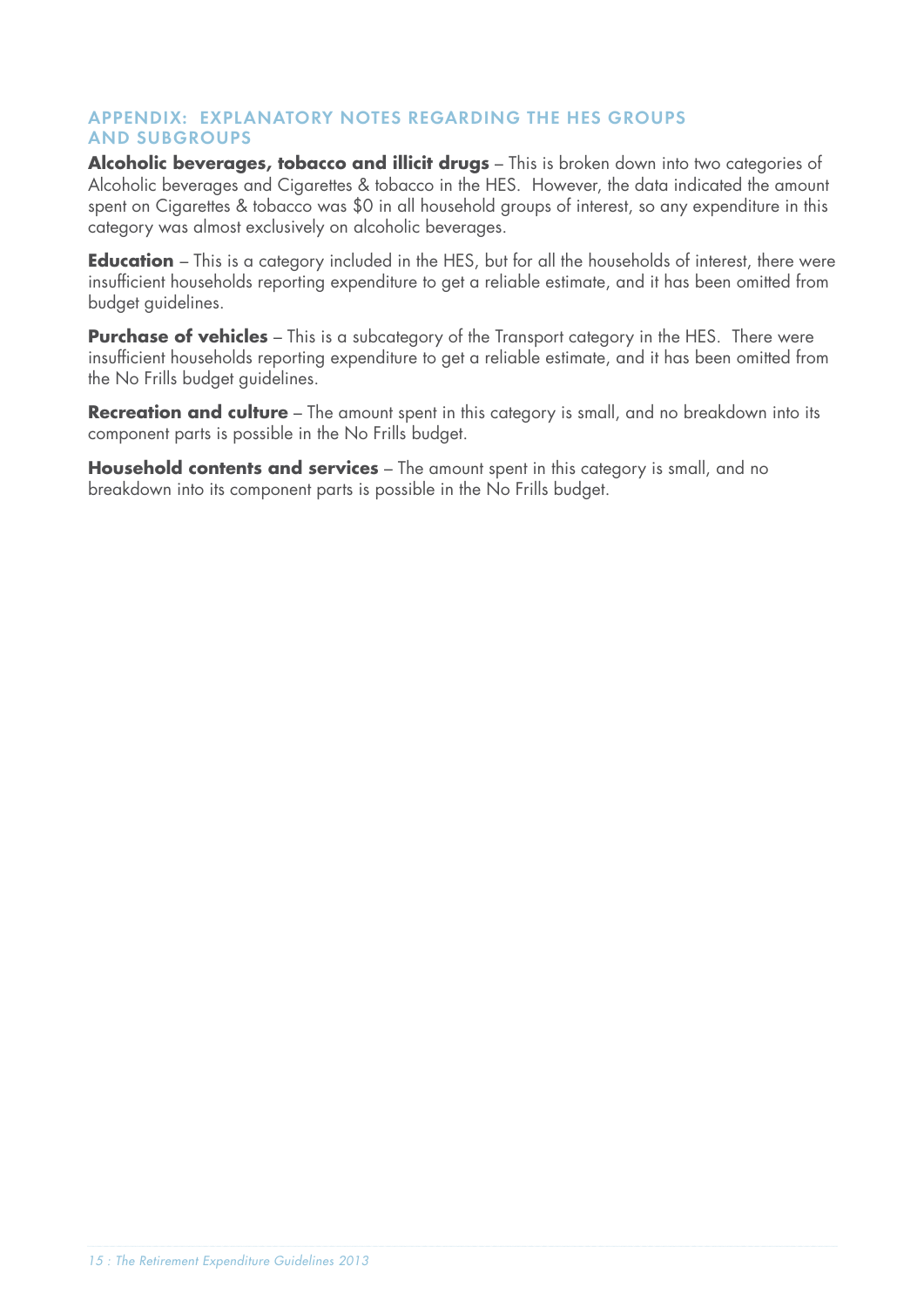## APPENDIX: EXPLANATORY NOTES REGARDING THE HES GROUPS AND SUBGROUPS

**Alcoholic beverages, tobacco and illicit drugs** – This is broken down into two categories of Alcoholic beverages and Cigarettes & tobacco in the HES. However, the data indicated the amount spent on Cigarettes & tobacco was $0 in all household groups of interest, so any expenditure in this category was almost exclusively on alcoholic beverages.

**Education** – This is a category included in the HES, but for all the households of interest, there were insufficient households reporting expenditure to get a reliable estimate, and it has been omitted from budget guidelines.

**Purchase of vehicles** – This is a subcategory of the Transport category in the HES. There were insufficient households reporting expenditure to get a reliable estimate, and it has been omitted from the No Frills budget guidelines.

**Recreation and culture** – The amount spent in this category is small, and no breakdown into its component parts is possible in the No Frills budget.

**Household contents and services** – The amount spent in this category is small, and no breakdown into its component parts is possible in the No Frills budget.